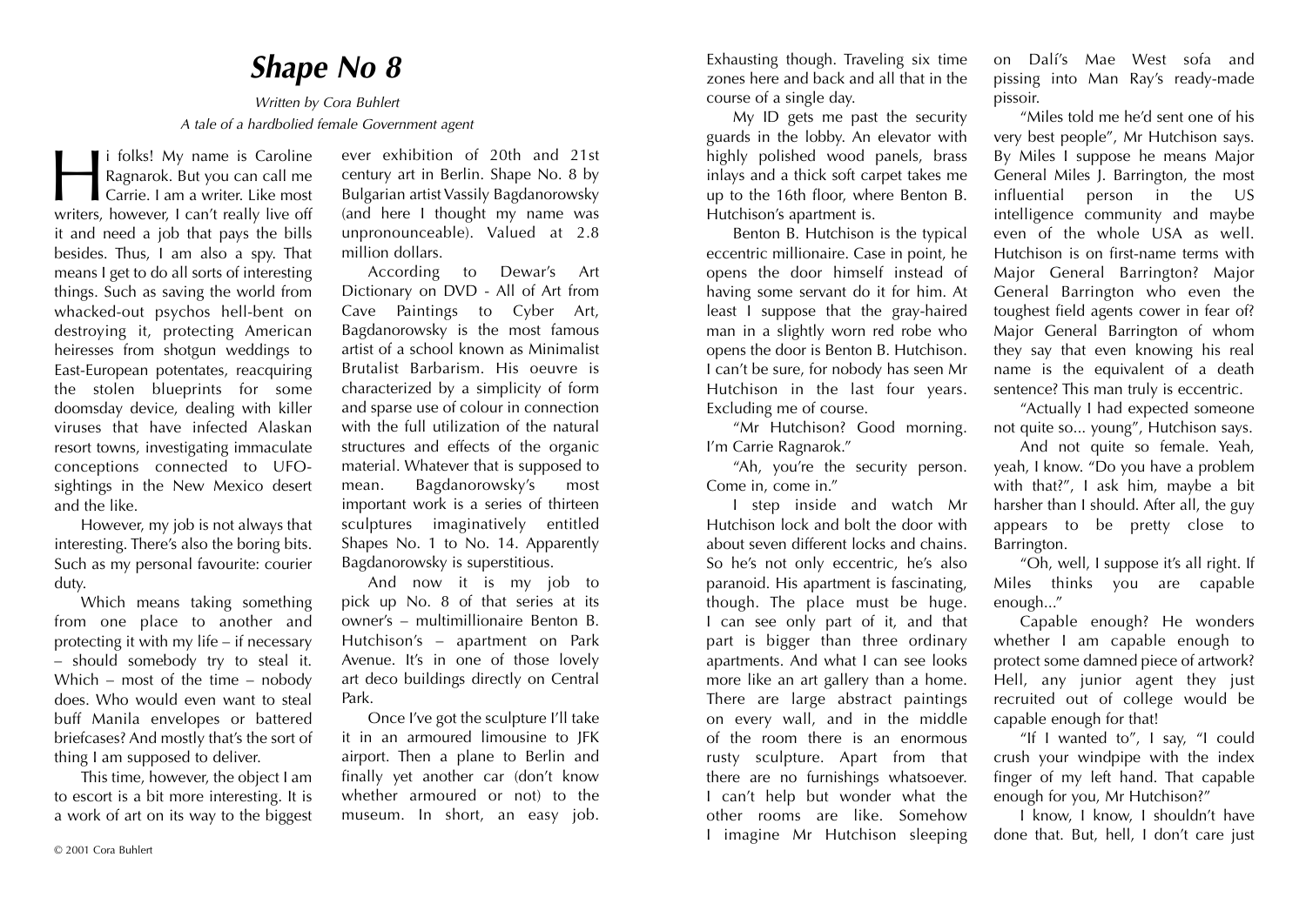# Shape No 8

*Written by Cora Buhlert*
*A tale of a hardbolied female Government agent*

Hi folks! My name is Caroline Ragnarok. But you can call me Carrie. I am a writer. Like most writers, however, I can't really live off it and need a job that pays the bills besides. Thus, I am also a spy. That means I get to do all sorts of interesting things. Such as saving the world from whacked-out psychos hell-bent on destroying it, protecting American heiresses from shotgun weddings to East-European potentates, reacquiring the stolen blueprints for some doomsday device, dealing with killer viruses that have infected Alaskan resort towns, investigating immaculate conceptions connected to UFO-sightings in the New Mexico desert and the like.

However, my job is not always that interesting. There's also the boring bits. Such as my personal favourite: courier duty.

Which means taking something from one place to another and protecting it with my life – if necessary – should somebody try to steal it. Which – most of the time – nobody does. Who would even want to steal buff Manila envelopes or battered briefcases? And mostly that's the sort of thing I am supposed to deliver.

This time, however, the object I am to escort is a bit more interesting. It is a work of art on its way to the biggest ever exhibition of 20th and 21st century art in Berlin. Shape No. 8 by Bulgarian artist Vassily Bagdanorowsky (and here I thought my name was unpronounceable). Valued at 2.8 million dollars.

According to Dewar's Art Dictionary on DVD - All of Art from Cave Paintings to Cyber Art, Bagdanorowsky is the most famous artist of a school known as Minimalist Brutalist Barbarism. His oeuvre is characterized by a simplicity of form and sparse use of colour in connection with the full utilization of the natural structures and effects of the organic material. Whatever that is supposed to mean. Bagdanorowsky's most important work is a series of thirteen sculptures imaginatively entitled Shapes No. 1 to No. 14. Apparently Bagdanorowsky is superstitious.

And now it is my job to pick up No. 8 of that series at its owner's – multimillionaire Benton B. Hutchison's – apartment on Park Avenue. It's in one of those lovely art deco buildings directly on Central Park.

Once I've got the sculpture I'll take it in an armoured limousine to JFK airport. Then a plane to Berlin and finally yet another car (don't know whether armoured or not) to the museum. In short, an easy job. Exhausting though. Traveling six time zones here and back and all that in the course of a single day.

My ID gets me past the security guards in the lobby. An elevator with highly polished wood panels, brass inlays and a thick soft carpet takes me up to the 16th floor, where Benton B. Hutchison's apartment is.

Benton B. Hutchison is the typical eccentric millionaire. Case in point, he opens the door himself instead of having some servant do it for him. At least I suppose that the gray-haired man in a slightly worn red robe who opens the door is Benton B. Hutchison. I can't be sure, for nobody has seen Mr Hutchison in the last four years. Excluding me of course.

"Mr Hutchison? Good morning. I'm Carrie Ragnarok."

"Ah, you're the security person. Come in, come in."

I step inside and watch Mr Hutchison lock and bolt the door with about seven different locks and chains. So he's not only eccentric, he's also paranoid. His apartment is fascinating, though. The place must be huge. I can see only part of it, and that part is bigger than three ordinary apartments. And what I can see looks more like an art gallery than a home. There are large abstract paintings on every wall, and in the middle of the room there is an enormous rusty sculpture. Apart from that there are no furnishings whatsoever. I can't help but wonder what the other rooms are like. Somehow I imagine Mr Hutchison sleeping on Dalí's Mae West sofa and pissing into Man Ray's ready-made pissoir.

"Miles told me he'd sent one of his very best people", Mr Hutchison says. By Miles I suppose he means Major General Miles J. Barrington, the most influential person in the US intelligence community and maybe even of the whole USA as well. Hutchison is on first-name terms with Major General Barrington? Major General Barrington who even the toughest field agents cower in fear of? Major General Barrington of whom they say that even knowing his real name is the equivalent of a death sentence? This man truly is eccentric.

"Actually I had expected someone not quite so... young", Hutchison says.

And not quite so female. Yeah, yeah, I know. "Do you have a problem with that?", I ask him, maybe a bit harsher than I should. After all, the guy appears to be pretty close to Barrington.

"Oh, well, I suppose it's all right. If Miles thinks you are capable enough..."

Capable enough? He wonders whether I am capable enough to protect some damned piece of artwork? Hell, any junior agent they just recruited out of college would be capable enough for that!

"If I wanted to", I say, "I could crush your windpipe with the index finger of my left hand. That capable enough for you, Mr Hutchison?"

I know, I know, I shouldn't have done that. But, hell, I don't care just

© 2001 Cora Buhlert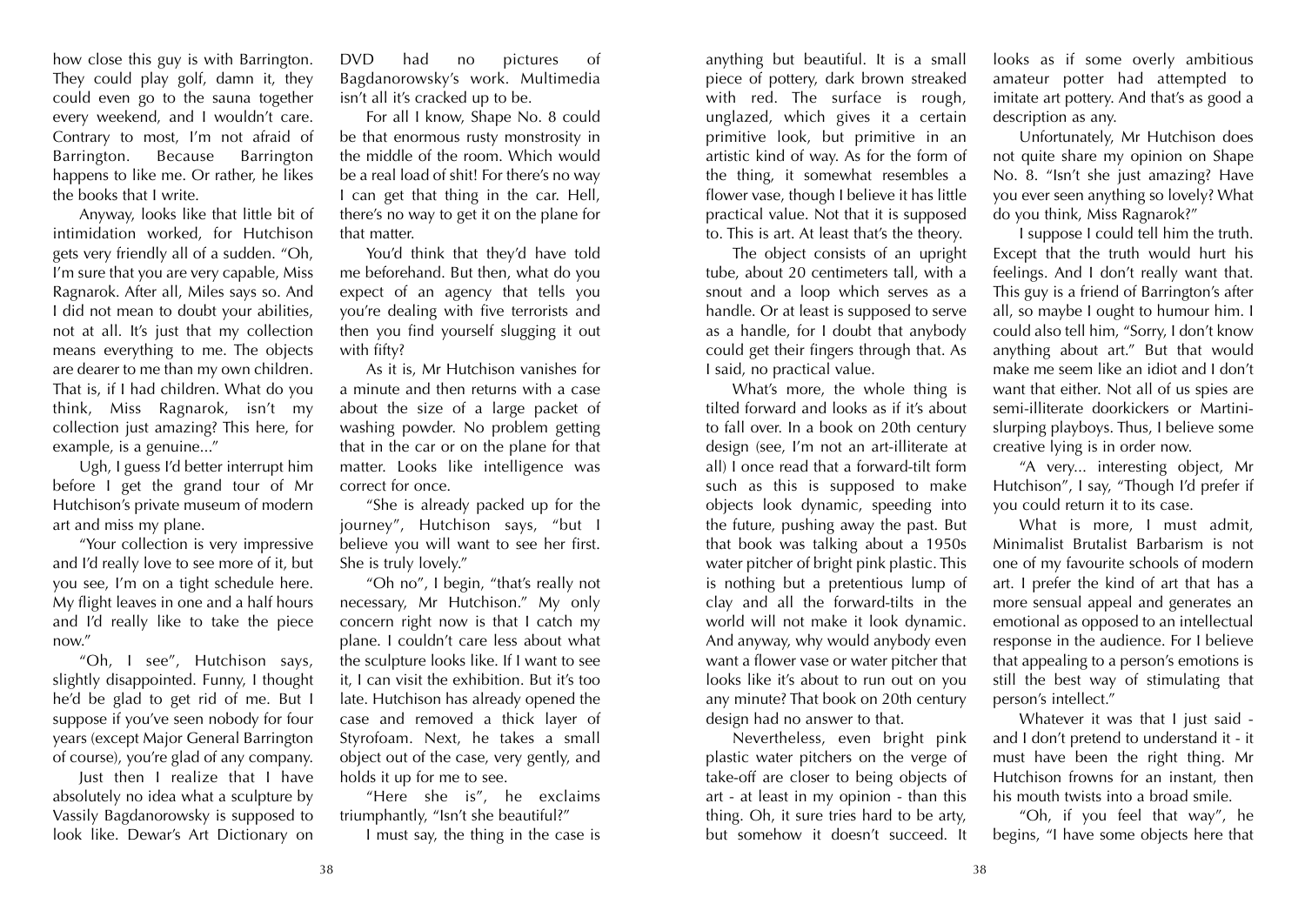how close this guy is with Barrington. They could play golf, damn it, they could even go to the sauna together every weekend, and I wouldn't care. Contrary to most, I'm not afraid of Barrington. Because Barrington happens to like me. Or rather, he likes the books that I write.

Anyway, looks like that little bit of intimidation worked, for Hutchison gets very friendly all of a sudden. "Oh, I'm sure that you are very capable, Miss Ragnarok. After all, Miles says so. And I did not mean to doubt your abilities, not at all. It's just that my collection means everything to me. The objects are dearer to me than my own children. That is, if I had children. What do you think, Miss Ragnarok, isn't my collection just amazing? This here, for example, is a genuine..."

Ugh, I guess I'd better interrupt him before I get the grand tour of Mr Hutchison's private museum of modern art and miss my plane.

"Your collection is very impressive and I'd really love to see more of it, but you see, I'm on a tight schedule here. My flight leaves in one and a half hours and I'd really like to take the piece now."

"Oh, I see", Hutchison says, slightly disappointed. Funny, I thought he'd be glad to get rid of me. But I suppose if you've seen nobody for four years (except Major General Barrington of course), you're glad of any company.

Just then I realize that I have absolutely no idea what a sculpture by Vassily Bagdanorowsky is supposed to look like. Dewar's Art Dictionary on DVD had no pictures of Bagdanorowsky's work. Multimedia isn't all it's cracked up to be.

For all I know, Shape No. 8 could be that enormous rusty monstrosity in the middle of the room. Which would be a real load of shit! For there's no way I can get that thing in the car. Hell, there's no way to get it on the plane for that matter.

You'd think that they'd have told me beforehand. But then, what do you expect of an agency that tells you you're dealing with five terrorists and then you find yourself slugging it out with fifty?

As it is, Mr Hutchison vanishes for a minute and then returns with a case about the size of a large packet of washing powder. No problem getting that in the car or on the plane for that matter. Looks like intelligence was correct for once.

"She is already packed up for the journey", Hutchison says, "but I believe you will want to see her first. She is truly lovely."

"Oh no", I begin, "that's really not necessary, Mr Hutchison." My only concern right now is that I catch my plane. I couldn't care less about what the sculpture looks like. If I want to see it, I can visit the exhibition. But it's too late. Hutchison has already opened the case and removed a thick layer of Styrofoam. Next, he takes a small object out of the case, very gently, and holds it up for me to see.

"Here she is", he exclaims triumphantly, "Isn't she beautiful?"

I must say, the thing in the case is anything but beautiful. It is a small piece of pottery, dark brown streaked with red. The surface is rough, unglazed, which gives it a certain primitive look, but primitive in an artistic kind of way. As for the form of the thing, it somewhat resembles a flower vase, though I believe it has little practical value. Not that it is supposed to. This is art. At least that's the theory.

The object consists of an upright tube, about 20 centimeters tall, with a snout and a loop which serves as a handle. Or at least is supposed to serve as a handle, for I doubt that anybody could get their fingers through that. As I said, no practical value.

What's more, the whole thing is tilted forward and looks as if it's about to fall over. In a book on 20th century design (see, I'm not an art-illiterate at all) I once read that a forward-tilt form such as this is supposed to make objects look dynamic, speeding into the future, pushing away the past. But that book was talking about a 1950s water pitcher of bright pink plastic. This is nothing but a pretentious lump of clay and all the forward-tilts in the world will not make it look dynamic. And anyway, why would anybody even want a flower vase or water pitcher that looks like it's about to run out on you any minute? That book on 20th century design had no answer to that.

Nevertheless, even bright pink plastic water pitchers on the verge of take-off are closer to being objects of art - at least in my opinion - than this thing. Oh, it sure tries hard to be arty, but somehow it doesn't succeed. It looks as if some overly ambitious amateur potter had attempted to imitate art pottery. And that's as good a description as any.

Unfortunately, Mr Hutchison does not quite share my opinion on Shape No. 8. "Isn't she just amazing? Have you ever seen anything so lovely? What do you think, Miss Ragnarok?"

I suppose I could tell him the truth. Except that the truth would hurt his feelings. And I don't really want that. This guy is a friend of Barrington's after all, so maybe I ought to humour him. I could also tell him, "Sorry, I don't know anything about art." But that would make me seem like an idiot and I don't want that either. Not all of us spies are semi-illiterate doorkickers or Martini-slurping playboys. Thus, I believe some creative lying is in order now.

"A very... interesting object, Mr Hutchison", I say, "Though I'd prefer if you could return it to its case.

What is more, I must admit, Minimalist Brutalist Barbarism is not one of my favourite schools of modern art. I prefer the kind of art that has a more sensual appeal and generates an emotional as opposed to an intellectual response in the audience. For I believe that appealing to a person's emotions is still the best way of stimulating that person's intellect."

Whatever it was that I just said - and I don't pretend to understand it - it must have been the right thing. Mr Hutchison frowns for an instant, then his mouth twists into a broad smile.

"Oh, if you feel that way", he begins, "I have some objects here that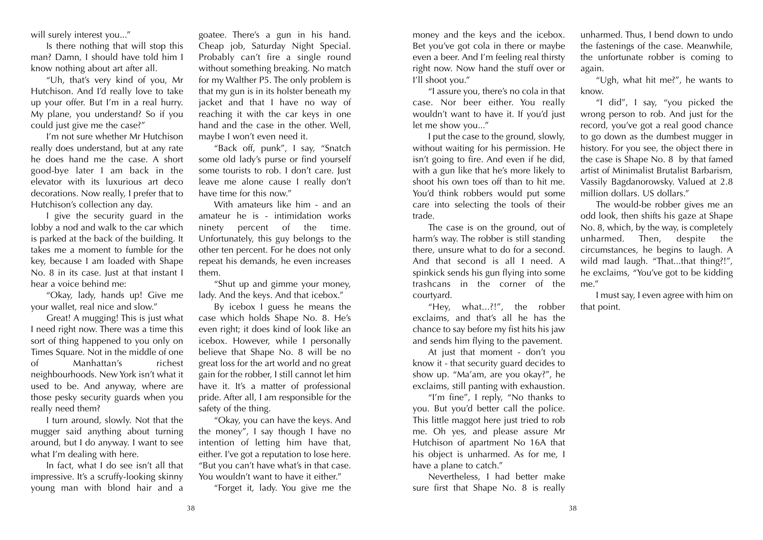will surely interest you..."

Is there nothing that will stop this man? Damn, I should have told him I know nothing about art after all.

"Uh, that's very kind of you, Mr Hutchison. And I'd really love to take up your offer. But I'm in a real hurry. My plane, you understand? So if you could just give me the case?"

I'm not sure whether Mr Hutchison really does understand, but at any rate he does hand me the case. A short good-bye later I am back in the elevator with its luxurious art deco decorations. Now really, I prefer that to Hutchison's collection any day.

I give the security guard in the lobby a nod and walk to the car which is parked at the back of the building. It takes me a moment to fumble for the key, because I am loaded with Shape No. 8 in its case. Just at that instant I hear a voice behind me:

"Okay, lady, hands up! Give me your wallet, real nice and slow."

Great! A mugging! This is just what I need right now. There was a time this sort of thing happened to you only on Times Square. Not in the middle of one of Manhattan's richest neighbourhoods. New York isn't what it used to be. And anyway, where are those pesky security guards when you really need them?

I turn around, slowly. Not that the mugger said anything about turning around, but I do anyway. I want to see what I'm dealing with here.

In fact, what I do see isn't all that impressive. It's a scruffy-looking skinny young man with blond hair and a goatee. There's a gun in his hand. Cheap job, Saturday Night Special. Probably can't fire a single round without something breaking. No match for my Walther P5. The only problem is that my gun is in its holster beneath my jacket and that I have no way of reaching it with the car keys in one hand and the case in the other. Well, maybe I won't even need it.

"Back off, punk", I say, "Snatch some old lady's purse or find yourself some tourists to rob. I don't care. Just leave me alone cause I really don't have time for this now."

With amateurs like him - and an amateur he is - intimidation works ninety percent of the time. Unfortunately, this guy belongs to the other ten percent. For he does not only repeat his demands, he even increases them.

"Shut up and gimme your money, lady. And the keys. And that icebox."

By icebox I guess he means the case which holds Shape No. 8. He's even right; it does kind of look like an icebox. However, while I personally believe that Shape No. 8 will be no great loss for the art world and no great gain for the robber, I still cannot let him have it. It's a matter of professional pride. After all, I am responsible for the safety of the thing.

"Okay, you can have the keys. And the money", I say though I have no intention of letting him have that, either. I've got a reputation to lose here. "But you can't have what's in that case. You wouldn't want to have it either."

"Forget it, lady. You give me the money and the keys and the icebox. Bet you've got cola in there or maybe even a beer. And I'm feeling real thirsty right now. Now hand the stuff over or I'll shoot you."

"I assure you, there's no cola in that case. Nor beer either. You really wouldn't want to have it. If you'd just let me show you..."

I put the case to the ground, slowly, without waiting for his permission. He isn't going to fire. And even if he did, with a gun like that he's more likely to shoot his own toes off than to hit me. You'd think robbers would put some care into selecting the tools of their trade.

The case is on the ground, out of harm's way. The robber is still standing there, unsure what to do for a second. And that second is all I need. A spinkick sends his gun flying into some trashcans in the corner of the courtyard.

"Hey, what...?!", the robber exclaims, and that's all he has the chance to say before my fist hits his jaw and sends him flying to the pavement.

At just that moment - don't you know it - that security guard decides to show up. "Ma'am, are you okay?", he exclaims, still panting with exhaustion.

"I'm fine", I reply, "No thanks to you. But you'd better call the police. This little maggot here just tried to rob me. Oh yes, and please assure Mr Hutchison of apartment No 16A that his object is unharmed. As for me, I have a plane to catch."

Nevertheless, I had better make sure first that Shape No. 8 is really unharmed. Thus, I bend down to undo the fastenings of the case. Meanwhile, the unfortunate robber is coming to again.

"Ugh, what hit me?", he wants to know.

"I did", I say, "you picked the wrong person to rob. And just for the record, you've got a real good chance to go down as the dumbest mugger in history. For you see, the object there in the case is Shape No. 8 by that famed artist of Minimalist Brutalist Barbarism, Vassily Bagdanorowsky. Valued at 2.8 million dollars. US dollars."

The would-be robber gives me an odd look, then shifts his gaze at Shape No. 8, which, by the way, is completely unharmed. Then, despite the circumstances, he begins to laugh. A wild mad laugh. "That...that thing?!", he exclaims, "You've got to be kidding me."

I must say, I even agree with him on that point.